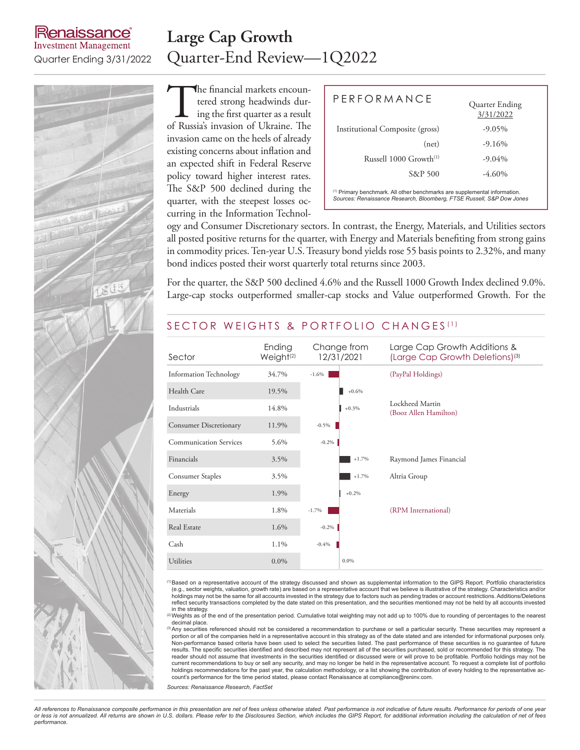Renaissance Investment Management

Quarter Ending 3/31/2022

# Large Cap Growth
## Quarter-End Review—1Q2022

The financial markets encountered strong headwinds during the first quarter as a result of Russia's invasion of Ukraine. The invasion came on the heels of already existing concerns about inflation and an expected shift in Federal Reserve policy toward higher interest rates. The S&P 500 declined during the quarter, with the steepest losses occurring in the Information Technology and Consumer Discretionary sectors. In contrast, the Energy, Materials, and Utilities sectors all posted positive returns for the quarter, with Energy and Materials benefiting from strong gains in commodity prices. Ten-year U.S. Treasury bond yields rose 55 basis points to 2.32%, and many bond indices posted their worst quarterly total returns since 2003.

For the quarter, the S&P 500 declined 4.6% and the Russell 1000 Growth Index declined 9.0%. Large-cap stocks outperformed smaller-cap stocks and Value outperformed Growth. For the

### PERFORMANCE

| | Quarter Ending 3/31/2022 |
|---|---|
| Institutional Composite (gross) | -9.05% |
| (net) | -9.16% |
| Russell 1000 Growth[1] | -9.04% |
| S&P 500 | -4.60% |

[1] Primary benchmark. All other benchmarks are supplemental information.
*Sources: Renaissance Research, Bloomberg, FTSE Russell, S&P Dow Jones*

### SECTOR WEIGHTS & PORTFOLIO CHANGES[1]

| Sector | Ending Weight[2] | Change from 12/31/2021 | Large Cap Growth Additions & (Large Cap Growth Deletions)[3] |
|---|---|---|---|
| Information Technology | 34.7% | -1.6% | (PayPal Holdings) |
| Health Care | 19.5% | +0.6% | |
| Industrials | 14.8% | +0.3% | Lockheed Martin (Booz Allen Hamilton) |
| Consumer Discretionary | 11.9% | -0.5% | |
| Communication Services | 5.6% | -0.2% | |
| Financials | 3.5% | +1.7% | Raymond James Financial |
| Consumer Staples | 3.5% | +1.7% | Altria Group |
| Energy | 1.9% | +0.2% | |
| Materials | 1.8% | -1.7% | (RPM International) |
| Real Estate | 1.6% | -0.2% | |
| Cash | 1.1% | -0.4% | |
| Utilities | 0.0% | 0.0% | |

[1] Based on a representative account of the strategy discussed and shown as supplemental information to the GIPS Report. Portfolio characteristics (e.g., sector weights, valuation, growth rate) are based on a representative account that we believe is illustrative of the strategy. Characteristics and/or holdings may not be the same for all accounts invested in the strategy due to factors such as pending trades or account restrictions. Additions/Deletions reflect security transactions completed by the date stated on this presentation, and the securities mentioned may not be held by all accounts invested in the strategy.

[2] Weights as of the end of the presentation period. Cumulative total weighting may not add up to 100% due to rounding of percentages to the nearest decimal place.

[3] Any securities referenced should not be considered a recommendation to purchase or sell a particular security. These securities may represent a portion or all of the companies held in a representative account in this strategy as of the date stated and are intended for informational purposes only. Non-performance based criteria have been used to select the securities listed. The past performance of these securities is no guarantee of future results. The specific securities identified and described may not represent all of the securities purchased, sold or recommended for this strategy. The reader should not assume that investments in the securities identified or discussed were or will prove to be profitable. Portfolio holdings may not be current recommendations to buy or sell any security, and may no longer be held in the representative account. To request a complete list of portfolio holdings recommendations for the past year, the calculation methodology, or a list showing the contribution of every holding to the representative account's performance for the time period stated, please contact Renaissance at compliance@reninv.com.

*Sources: Renaissance Research, FactSet*

*All references to Renaissance composite performance in this presentation are net of fees unless otherwise stated. Past performance is not indicative of future results. Performance for periods of one year or less is not annualized. All returns are shown in U.S. dollars. Please refer to the Disclosures Section, which includes the GIPS Report, for additional information including the calculation of net of fees performance.*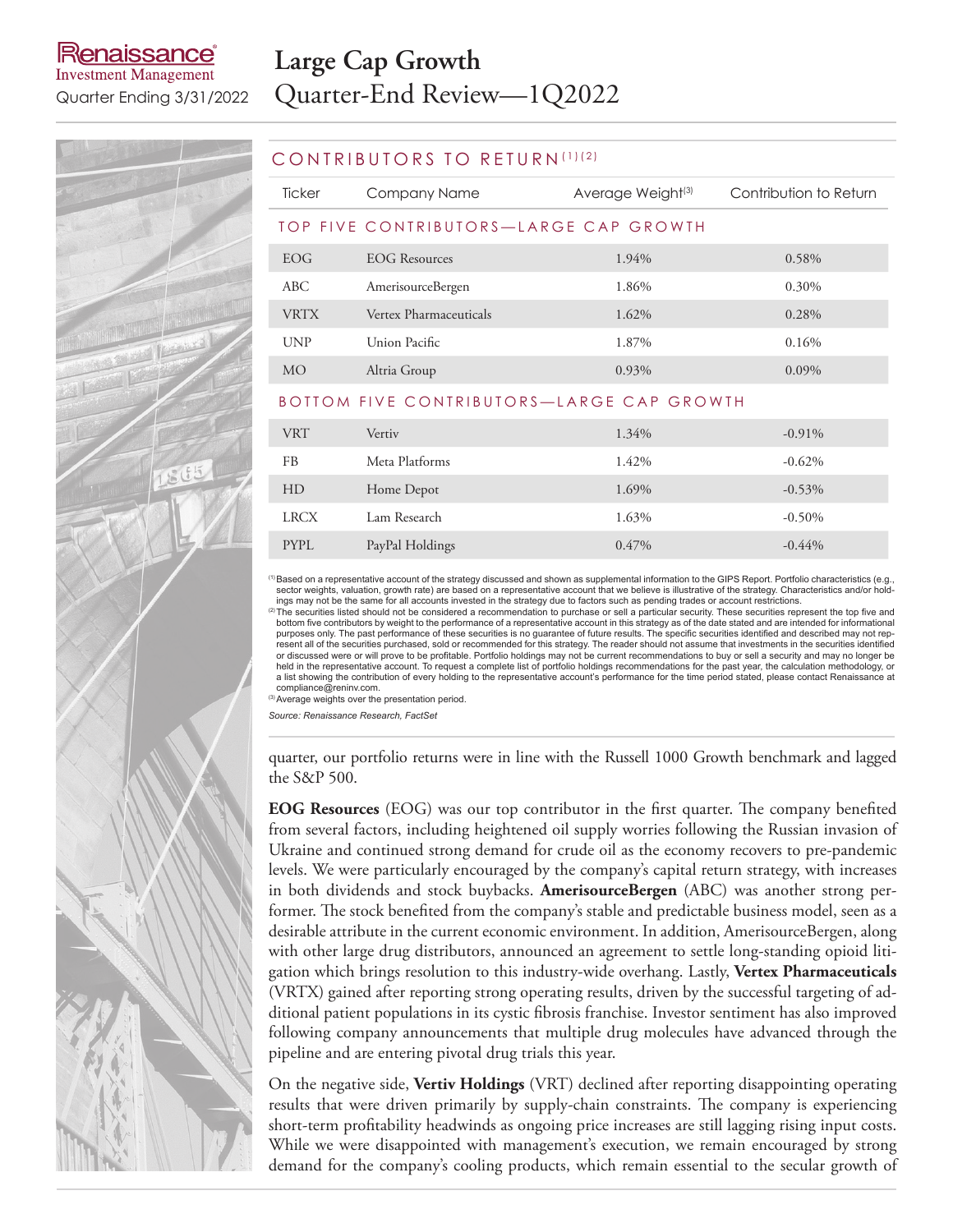## CONTRIBUTORS TO RETURN[(1)(2)]

| Ticker | Company Name | Average Weight[(3)] | Contribution to Return |
|---|---|---|---|
| **TOP FIVE CONTRIBUTORS—LARGE CAP GROWTH** | | | |
| EOG | EOG Resources | 1.94% | 0.58% |
| ABC | AmerisourceBergen | 1.86% | 0.30% |
| VRTX | Vertex Pharmaceuticals | 1.62% | 0.28% |
| UNP | Union Pacific | 1.87% | 0.16% |
| MO | Altria Group | 0.93% | 0.09% |
| **BOTTOM FIVE CONTRIBUTORS—LARGE CAP GROWTH** | | | |
| VRT | Vertiv | 1.34% | -0.91% |
| FB | Meta Platforms | 1.42% | -0.62% |
| HD | Home Depot | 1.69% | -0.53% |
| LRCX | Lam Research | 1.63% | -0.50% |
| PYPL | PayPal Holdings | 0.47% | -0.44% |

[(1)] Based on a representative account of the strategy discussed and shown as supplemental information to the GIPS Report. Portfolio characteristics (e.g., sector weights, valuation, growth rate) are based on a representative account that we believe is illustrative of the strategy. Characteristics and/or holdings may not be the same for all accounts invested in the strategy due to factors such as pending trades or account restrictions.
[(2)] The securities listed should not be considered a recommendation to purchase or sell a particular security. These securities represent the top five and bottom five contributors by weight to the performance of a representative account in this strategy as of the date stated and are intended for informational purposes only. The past performance of these securities is no guarantee of future results. The specific securities identified and described may not represent all of the securities purchased, sold or recommended for this strategy. The reader should not assume that investments in the securities identified or discussed were or will prove to be profitable. Portfolio holdings may not be current recommendations to buy or sell a security and may no longer be held in the representative account. To request a complete list of portfolio holdings recommendations for the past year, the calculation methodology, or a list showing the contribution of every holding to the representative account's performance for the time period stated, please contact Renaissance at compliance@reninv.com.
[(3)] Average weights over the presentation period.

*Source: Renaissance Research, FactSet*

quarter, our portfolio returns were in line with the Russell 1000 Growth benchmark and lagged the S&P 500.

**EOG Resources** (EOG) was our top contributor in the first quarter. The company benefited from several factors, including heightened oil supply worries following the Russian invasion of Ukraine and continued strong demand for crude oil as the economy recovers to pre-pandemic levels. We were particularly encouraged by the company's capital return strategy, with increases in both dividends and stock buybacks. **AmerisourceBergen** (ABC) was another strong performer. The stock benefited from the company's stable and predictable business model, seen as a desirable attribute in the current economic environment. In addition, AmerisourceBergen, along with other large drug distributors, announced an agreement to settle long-standing opioid litigation which brings resolution to this industry-wide overhang. Lastly, **Vertex Pharmaceuticals** (VRTX) gained after reporting strong operating results, driven by the successful targeting of additional patient populations in its cystic fibrosis franchise. Investor sentiment has also improved following company announcements that multiple drug molecules have advanced through the pipeline and are entering pivotal drug trials this year.

On the negative side, **Vertiv Holdings** (VRT) declined after reporting disappointing operating results that were driven primarily by supply-chain constraints. The company is experiencing short-term profitability headwinds as ongoing price increases are still lagging rising input costs. While we were disappointed with management's execution, we remain encouraged by strong demand for the company's cooling products, which remain essential to the secular growth of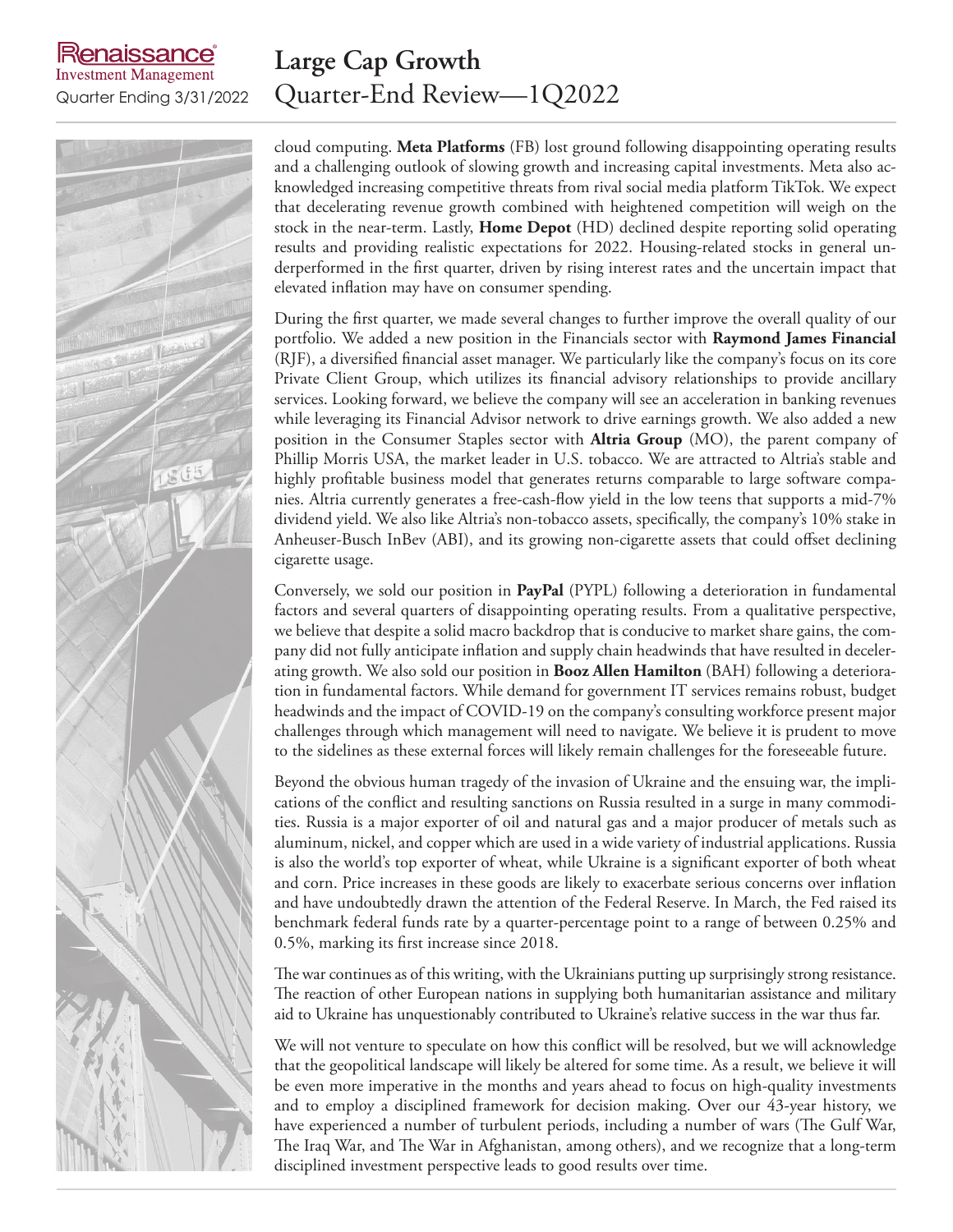cloud computing. **Meta Platforms** (FB) lost ground following disappointing operating results and a challenging outlook of slowing growth and increasing capital investments. Meta also acknowledged increasing competitive threats from rival social media platform TikTok. We expect that decelerating revenue growth combined with heightened competition will weigh on the stock in the near-term. Lastly, **Home Depot** (HD) declined despite reporting solid operating results and providing realistic expectations for 2022. Housing-related stocks in general underperformed in the first quarter, driven by rising interest rates and the uncertain impact that elevated inflation may have on consumer spending.

During the first quarter, we made several changes to further improve the overall quality of our portfolio. We added a new position in the Financials sector with **Raymond James Financial** (RJF), a diversified financial asset manager. We particularly like the company's focus on its core Private Client Group, which utilizes its financial advisory relationships to provide ancillary services. Looking forward, we believe the company will see an acceleration in banking revenues while leveraging its Financial Advisor network to drive earnings growth. We also added a new position in the Consumer Staples sector with **Altria Group** (MO), the parent company of Phillip Morris USA, the market leader in U.S. tobacco. We are attracted to Altria's stable and highly profitable business model that generates returns comparable to large software companies. Altria currently generates a free-cash-flow yield in the low teens that supports a mid-7% dividend yield. We also like Altria's non-tobacco assets, specifically, the company's 10% stake in Anheuser-Busch InBev (ABI), and its growing non-cigarette assets that could offset declining cigarette usage.

Conversely, we sold our position in **PayPal** (PYPL) following a deterioration in fundamental factors and several quarters of disappointing operating results. From a qualitative perspective, we believe that despite a solid macro backdrop that is conducive to market share gains, the company did not fully anticipate inflation and supply chain headwinds that have resulted in decelerating growth. We also sold our position in **Booz Allen Hamilton** (BAH) following a deterioration in fundamental factors. While demand for government IT services remains robust, budget headwinds and the impact of COVID-19 on the company's consulting workforce present major challenges through which management will need to navigate. We believe it is prudent to move to the sidelines as these external forces will likely remain challenges for the foreseeable future.

Beyond the obvious human tragedy of the invasion of Ukraine and the ensuing war, the implications of the conflict and resulting sanctions on Russia resulted in a surge in many commodities. Russia is a major exporter of oil and natural gas and a major producer of metals such as aluminum, nickel, and copper which are used in a wide variety of industrial applications. Russia is also the world's top exporter of wheat, while Ukraine is a significant exporter of both wheat and corn. Price increases in these goods are likely to exacerbate serious concerns over inflation and have undoubtedly drawn the attention of the Federal Reserve. In March, the Fed raised its benchmark federal funds rate by a quarter-percentage point to a range of between 0.25% and 0.5%, marking its first increase since 2018.

The war continues as of this writing, with the Ukrainians putting up surprisingly strong resistance. The reaction of other European nations in supplying both humanitarian assistance and military aid to Ukraine has unquestionably contributed to Ukraine's relative success in the war thus far.

We will not venture to speculate on how this conflict will be resolved, but we will acknowledge that the geopolitical landscape will likely be altered for some time. As a result, we believe it will be even more imperative in the months and years ahead to focus on high-quality investments and to employ a disciplined framework for decision making. Over our 43-year history, we have experienced a number of turbulent periods, including a number of wars (The Gulf War, The Iraq War, and The War in Afghanistan, among others), and we recognize that a long-term disciplined investment perspective leads to good results over time.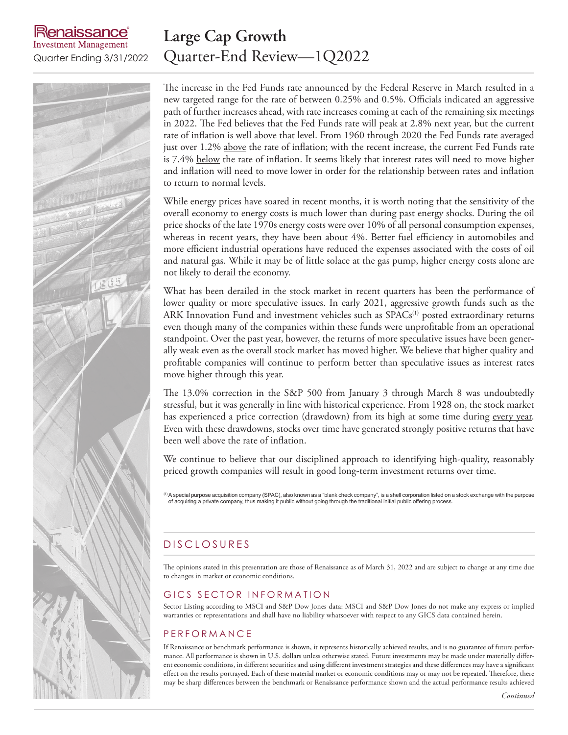# Large Cap Growth
## Quarter-End Review—1Q2022

Renaissance Investment Management
Quarter Ending 3/31/2022

The increase in the Fed Funds rate announced by the Federal Reserve in March resulted in a new targeted range for the rate of between 0.25% and 0.5%. Officials indicated an aggressive path of further increases ahead, with rate increases coming at each of the remaining six meetings in 2022. The Fed believes that the Fed Funds rate will peak at 2.8% next year, but the current rate of inflation is well above that level. From 1960 through 2020 the Fed Funds rate averaged just over 1.2% above the rate of inflation; with the recent increase, the current Fed Funds rate is 7.4% below the rate of inflation. It seems likely that interest rates will need to move higher and inflation will need to move lower in order for the relationship between rates and inflation to return to normal levels.

While energy prices have soared in recent months, it is worth noting that the sensitivity of the overall economy to energy costs is much lower than during past energy shocks. During the oil price shocks of the late 1970s energy costs were over 10% of all personal consumption expenses, whereas in recent years, they have been about 4%. Better fuel efficiency in automobiles and more efficient industrial operations have reduced the expenses associated with the costs of oil and natural gas. While it may be of little solace at the gas pump, higher energy costs alone are not likely to derail the economy.

What has been derailed in the stock market in recent quarters has been the performance of lower quality or more speculative issues. In early 2021, aggressive growth funds such as the ARK Innovation Fund and investment vehicles such as SPACs[1] posted extraordinary returns even though many of the companies within these funds were unprofitable from an operational standpoint. Over the past year, however, the returns of more speculative issues have been generally weak even as the overall stock market has moved higher. We believe that higher quality and profitable companies will continue to perform better than speculative issues as interest rates move higher through this year.

The 13.0% correction in the S&P 500 from January 3 through March 8 was undoubtedly stressful, but it was generally in line with historical experience. From 1928 on, the stock market has experienced a price correction (drawdown) from its high at some time during every year. Even with these drawdowns, stocks over time have generated strongly positive returns that have been well above the rate of inflation.

We continue to believe that our disciplined approach to identifying high-quality, reasonably priced growth companies will result in good long-term investment returns over time.

[1] A special purpose acquisition company (SPAC), also known as a "blank check company", is a shell corporation listed on a stock exchange with the purpose of acquiring a private company, thus making it public without going through the traditional initial public offering process.

## DISCLOSURES

The opinions stated in this presentation are those of Renaissance as of March 31, 2022 and are subject to change at any time due to changes in market or economic conditions.

### GICS SECTOR INFORMATION

Sector Listing according to MSCI and S&P Dow Jones data: MSCI and S&P Dow Jones do not make any express or implied warranties or representations and shall have no liability whatsoever with respect to any GICS data contained herein.

### PERFORMANCE

If Renaissance or benchmark performance is shown, it represents historically achieved results, and is no guarantee of future performance. All performance is shown in U.S. dollars unless otherwise stated. Future investments may be made under materially different economic conditions, in different securities and using different investment strategies and these differences may have a significant effect on the results portrayed. Each of these material market or economic conditions may or may not be repeated. Therefore, there may be sharp differences between the benchmark or Renaissance performance shown and the actual performance results achieved

*Continued*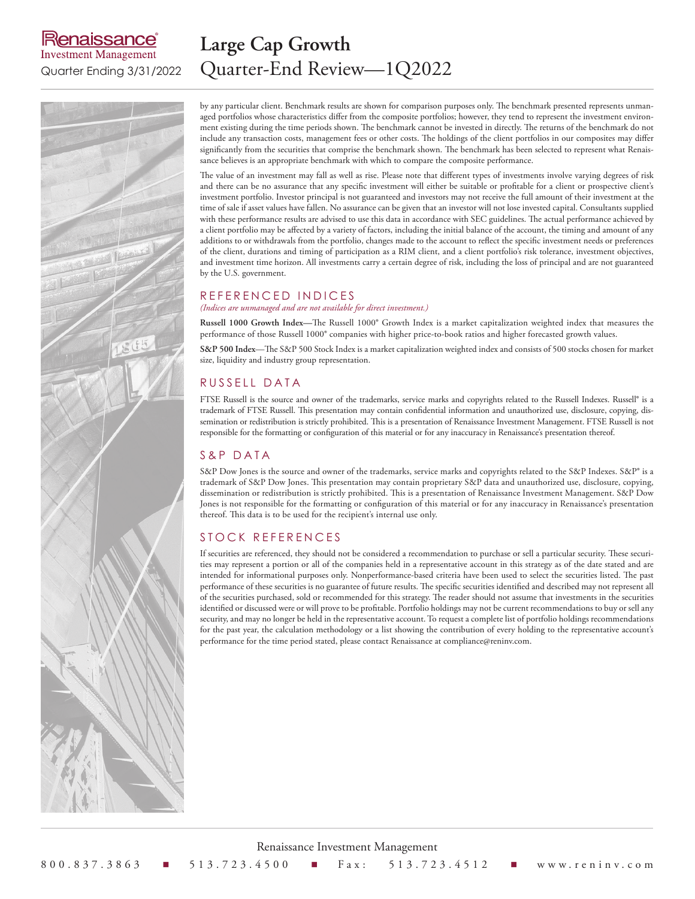by any particular client. Benchmark results are shown for comparison purposes only. The benchmark presented represents unmanaged portfolios whose characteristics differ from the composite portfolios; however, they tend to represent the investment environment existing during the time periods shown. The benchmark cannot be invested in directly. The returns of the benchmark do not include any transaction costs, management fees or other costs. The holdings of the client portfolios in our composites may differ significantly from the securities that comprise the benchmark shown. The benchmark has been selected to represent what Renaissance believes is an appropriate benchmark with which to compare the composite performance.

The value of an investment may fall as well as rise. Please note that different types of investments involve varying degrees of risk and there can be no assurance that any specific investment will either be suitable or profitable for a client or prospective client's investment portfolio. Investor principal is not guaranteed and investors may not receive the full amount of their investment at the time of sale if asset values have fallen. No assurance can be given that an investor will not lose invested capital. Consultants supplied with these performance results are advised to use this data in accordance with SEC guidelines. The actual performance achieved by a client portfolio may be affected by a variety of factors, including the initial balance of the account, the timing and amount of any additions to or withdrawals from the portfolio, changes made to the account to reflect the specific investment needs or preferences of the client, durations and timing of participation as a RIM client, and a client portfolio's risk tolerance, investment objectives, and investment time horizon. All investments carry a certain degree of risk, including the loss of principal and are not guaranteed by the U.S. government.

## REFERENCED INDICES

*(Indices are unmanaged and are not available for direct investment.)*

**Russell 1000 Growth Index—**The Russell 1000® Growth Index is a market capitalization weighted index that measures the performance of those Russell 1000® companies with higher price-to-book ratios and higher forecasted growth values.

**S&P 500 Index**—The S&P 500 Stock Index is a market capitalization weighted index and consists of 500 stocks chosen for market size, liquidity and industry group representation.

## RUSSELL DATA

FTSE Russell is the source and owner of the trademarks, service marks and copyrights related to the Russell Indexes. Russell® is a trademark of FTSE Russell. This presentation may contain confidential information and unauthorized use, disclosure, copying, dissemination or redistribution is strictly prohibited. This is a presentation of Renaissance Investment Management. FTSE Russell is not responsible for the formatting or configuration of this material or for any inaccuracy in Renaissance's presentation thereof.

## S&P DATA

S&P Dow Jones is the source and owner of the trademarks, service marks and copyrights related to the S&P Indexes. S&P® is a trademark of S&P Dow Jones. This presentation may contain proprietary S&P data and unauthorized use, disclosure, copying, dissemination or redistribution is strictly prohibited. This is a presentation of Renaissance Investment Management. S&P Dow Jones is not responsible for the formatting or configuration of this material or for any inaccuracy in Renaissance's presentation thereof. This data is to be used for the recipient's internal use only.

## STOCK REFERENCES

If securities are referenced, they should not be considered a recommendation to purchase or sell a particular security. These securities may represent a portion or all of the companies held in a representative account in this strategy as of the date stated and are intended for informational purposes only. Nonperformance-based criteria have been used to select the securities listed. The past performance of these securities is no guarantee of future results. The specific securities identified and described may not represent all of the securities purchased, sold or recommended for this strategy. The reader should not assume that investments in the securities identified or discussed were or will prove to be profitable. Portfolio holdings may not be current recommendations to buy or sell any security, and may no longer be held in the representative account. To request a complete list of portfolio holdings recommendations for the past year, the calculation methodology or a list showing the contribution of every holding to the representative account's performance for the time period stated, please contact Renaissance at compliance@reninv.com.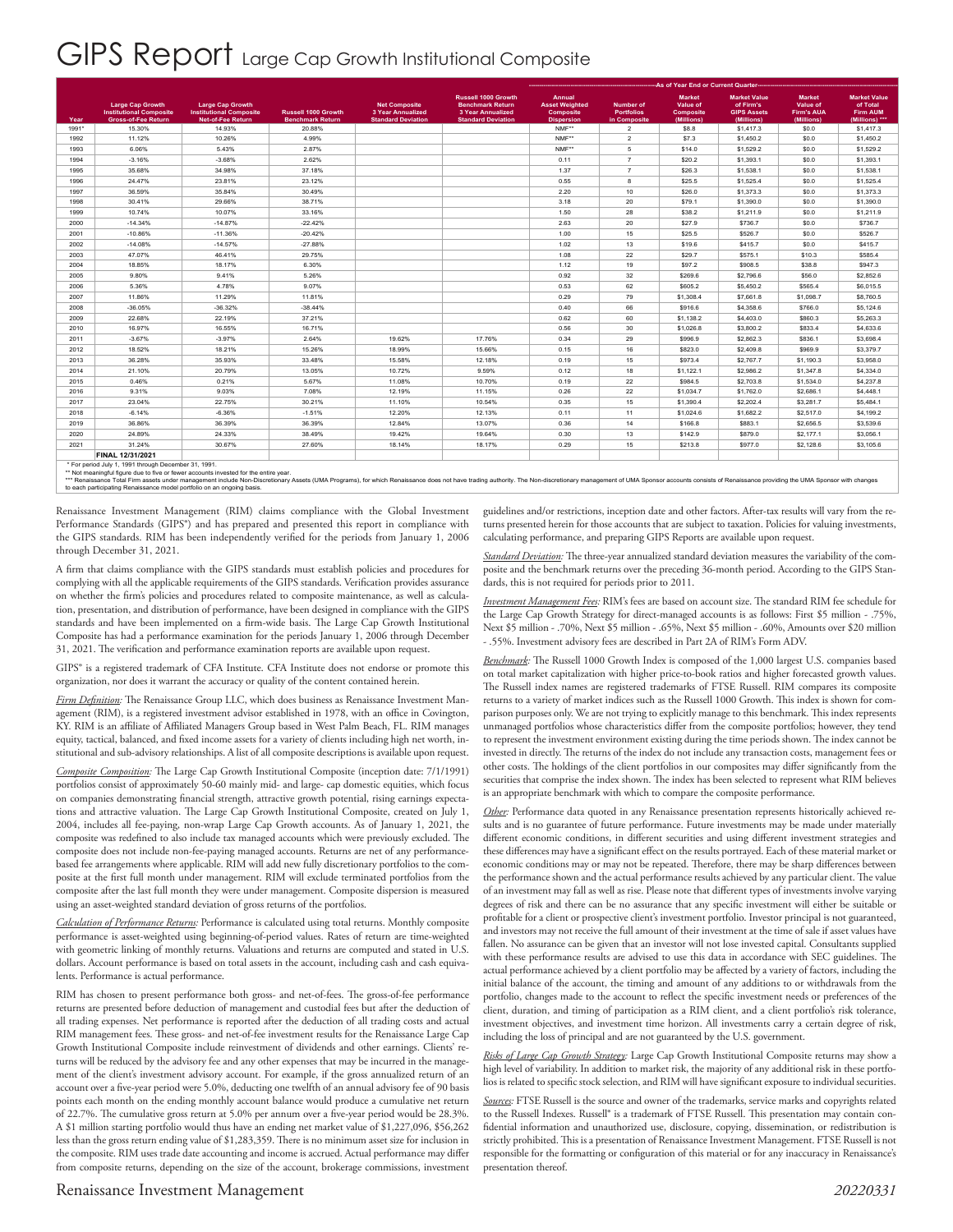# GIPS Report Large Cap Growth Institutional Composite

| Year | Large Cap Growth Institutional Composite Gross-of-Fee Return | Large Cap Growth Institutional Composite Net-of-Fee Return | Russell 1000 Growth Benchmark Return | Net Composite 3 Year Annualized Standard Deviation | Russell 1000 Growth Benchmark Return 3 Year Annualized Standard Deviation | As of Year End or Current Quarter: Annual Asset Weighted Composite Dispersion | Number of Portfolios in Composite | Market Value of Composite (Millions) | Market Value of Firm's GIPS Assets (Millions) | Market Value of Firm's AUA (Millions) | Market Value of Total Firm AUM (Millions) *** |
|---|---|---|---|---|---|---|---|---|---|---|---|
| 1991* | 15.30% | 14.93% | 20.88% | | | NMF** | 2 | $8.8 | $1,417.3 | $0.0 | $1,417.3 |
| 1992 | 11.12% | 10.26% | 4.99% | | | NMF** | 2 | $7.3 | $1,450.2 | $0.0 | $1,450.2 |
| 1993 | 6.06% | 5.43% | 2.87% | | | NMF** | 5 | $14.0 | $1,529.2 | $0.0 | $1,529.2 |
| 1994 | -3.16% | -3.68% | 2.62% | | | 0.11 | 7 | $20.2 | $1,393.1 | $0.0 | $1,393.1 |
| 1995 | 35.68% | 34.98% | 37.18% | | | 1.37 | 7 | $26.3 | $1,538.1 | $0.0 | $1,538.1 |
| 1996 | 24.47% | 23.81% | 23.12% | | | 0.55 | 8 | $25.5 | $1,525.4 | $0.0 | $1,525.4 |
| 1997 | 36.59% | 35.84% | 30.49% | | | 2.20 | 10 | $26.0 | $1,373.3 | $0.0 | $1,373.3 |
| 1998 | 30.41% | 29.66% | 38.71% | | | 3.18 | 20 | $79.1 | $1,390.0 | $0.0 | $1,390.0 |
| 1999 | 10.74% | 10.07% | 33.16% | | | 1.50 | 28 | $38.2 | $1,211.9 | $0.0 | $1,211.9 |
| 2000 | -14.34% | -14.87% | -22.42% | | | 2.63 | 20 | $27.9 | $736.7 | $0.0 | $736.7 |
| 2001 | -10.86% | -11.36% | -20.42% | | | 1.00 | 15 | $25.5 | $526.7 | $0.0 | $526.7 |
| 2002 | -14.08% | -14.57% | -27.88% | | | 1.02 | 13 | $19.6 | $415.7 | $0.0 | $415.7 |
| 2003 | 47.07% | 46.41% | 29.75% | | | 1.08 | 22 | $29.7 | $575.1 | $10.3 | $585.4 |
| 2004 | 18.85% | 18.17% | 6.30% | | | 1.12 | 19 | $97.2 | $908.5 | $38.8 | $947.3 |
| 2005 | 9.80% | 9.41% | 5.26% | | | 0.92 | 32 | $269.6 | $2,796.6 | $56.0 | $2,852.6 |
| 2006 | 5.36% | 4.78% | 9.07% | | | 0.53 | 62 | $605.2 | $5,450.2 | $565.4 | $6,015.5 |
| 2007 | 11.86% | 11.29% | 11.81% | | | 0.29 | 79 | $1,308.4 | $7,661.8 | $1,098.7 | $8,760.5 |
| 2008 | -36.05% | -36.32% | -38.44% | | | 0.40 | 66 | $916.6 | $4,358.6 | $766.0 | $5,124.6 |
| 2009 | 22.68% | 22.19% | 37.21% | | | 0.62 | 60 | $1,138.2 | $4,403.0 | $860.3 | $5,263.3 |
| 2010 | 16.97% | 16.55% | 16.71% | | | 0.56 | 30 | $1,026.8 | $3,800.2 | $833.4 | $4,633.6 |
| 2011 | -3.67% | -3.97% | 2.64% | 19.62% | 17.76% | 0.34 | 29 | $996.9 | $2,862.3 | $836.1 | $3,698.4 |
| 2012 | 18.52% | 18.21% | 15.26% | 18.99% | 15.66% | 0.15 | 16 | $823.0 | $2,409.8 | $969.9 | $3,379.7 |
| 2013 | 36.28% | 35.93% | 33.48% | 15.58% | 12.18% | 0.19 | 15 | $973.4 | $2,767.7 | $1,190.3 | $3,958.0 |
| 2014 | 21.10% | 20.79% | 13.05% | 10.72% | 9.59% | 0.12 | 18 | $1,122.1 | $2,986.2 | $1,347.8 | $4,334.0 |
| 2015 | 0.46% | 0.21% | 5.67% | 11.08% | 10.70% | 0.19 | 22 | $984.5 | $2,703.8 | $1,534.0 | $4,237.8 |
| 2016 | 9.31% | 9.03% | 7.08% | 12.19% | 11.15% | 0.26 | 22 | $1,034.7 | $1,762.0 | $2,686.1 | $4,448.1 |
| 2017 | 23.04% | 22.75% | 30.21% | 11.10% | 10.54% | 0.35 | 15 | $1,390.4 | $2,202.4 | $3,281.7 | $5,484.1 |
| 2018 | -6.14% | -6.36% | -1.51% | 12.20% | 12.13% | 0.11 | 11 | $1,024.6 | $1,682.2 | $2,517.0 | $4,199.2 |
| 2019 | 36.86% | 36.39% | 36.39% | 12.84% | 13.07% | 0.36 | 14 | $166.8 | $883.1 | $2,656.5 | $3,539.6 |
| 2020 | 24.89% | 24.33% | 38.49% | 19.42% | 19.64% | 0.30 | 13 | $142.9 | $879.0 | $2,177.1 | $3,056.1 |
| 2021 | 31.24% | 30.67% | 27.60% | 18.14% | 18.17% | 0.29 | 15 | $213.8 | $977.0 | $2,128.6 | $3,105.6 |
| | **FINAL 12/31/2021** | | | | | | | | | | |

\* For period July 1, 1991 through December 31, 1991.
** Not meaningful figure due to five or fewer accounts invested for the entire year.
*** Renaissance Total Firm assets under management include Non-Discretionary Assets (UMA Programs), for which Renaissance does not have trading authority. The Non-discretionary management of UMA Sponsor accounts consists of Renaissance providing the UMA Sponsor with changes to each participating Renaissance model portfolio on an ongoing basis.

Renaissance Investment Management (RIM) claims compliance with the Global Investment Performance Standards (GIPS®) and has prepared and presented this report in compliance with the GIPS standards. RIM has been independently verified for the periods from January 1, 2006 through December 31, 2021.

A firm that claims compliance with the GIPS standards must establish policies and procedures for complying with all the applicable requirements of the GIPS standards. Verification provides assurance on whether the firm's policies and procedures related to composite maintenance, as well as calculation, presentation, and distribution of performance, have been designed in compliance with the GIPS standards and have been implemented on a firm-wide basis. The Large Cap Growth Institutional Composite has had a performance examination for the periods January 1, 2006 through December 31, 2021. The verification and performance examination reports are available upon request.

GIPS® is a registered trademark of CFA Institute. CFA Institute does not endorse or promote this organization, nor does it warrant the accuracy or quality of the content contained herein.

*Firm Definition:* The Renaissance Group LLC, which does business as Renaissance Investment Management (RIM), is a registered investment advisor established in 1978, with an office in Covington, KY. RIM is an affiliate of Affiliated Managers Group based in West Palm Beach, FL. RIM manages equity, tactical, balanced, and fixed income assets for a variety of clients including high net worth, institutional and sub-advisory relationships. A list of all composite descriptions is available upon request.

*Composite Composition:* The Large Cap Growth Institutional Composite (inception date: 7/1/1991) portfolios consist of approximately 50-60 mainly mid- and large- cap domestic equities, which focus on companies demonstrating financial strength, attractive growth potential, rising earnings expectations and attractive valuation. The Large Cap Growth Institutional Composite, created on July 1, 2004, includes all fee-paying, non-wrap Large Cap Growth accounts. As of January 1, 2021, the composite was redefined to also include tax managed accounts which were previously excluded. The composite does not include non-fee-paying managed accounts. Returns are net of any performance-based fee arrangements where applicable. RIM will add new fully discretionary portfolios to the composite at the first full month under management. RIM will exclude terminated portfolios from the composite after the last full month they were under management. Composite dispersion is measured using an asset-weighted standard deviation of gross returns of the portfolios.

*Calculation of Performance Returns:* Performance is calculated using total returns. Monthly composite performance is asset-weighted using beginning-of-period values. Rates of return are time-weighted with geometric linking of monthly returns. Valuations and returns are computed and stated in U.S. dollars. Account performance is based on total assets in the account, including cash and cash equivalents. Performance is actual performance.

RIM has chosen to present performance both gross- and net-of-fees. The gross-of-fee performance returns are presented before deduction of management and custodial fees but after the deduction of all trading expenses. Net performance is reported after the deduction of all trading costs and actual RIM management fees. These gross- and net-of-fee investment results for the Renaissance Large Cap Growth Institutional Composite include reinvestment of dividends and other earnings. Clients' returns will be reduced by the advisory fee and any other expenses that may be incurred in the management of the client's investment advisory account. For example, if the gross annualized return of an account over a five-year period were 5.0%, deducting one twelfth of an annual advisory fee of 90 basis points each month on the ending monthly account balance would produce a cumulative net return of 22.7%. The cumulative gross return at 5.0% per annum over a five-year period would be 28.3%. A $1 million starting portfolio would thus have an ending net market value of $1,227,096, $56,262 less than the gross return ending value of $1,283,359. There is no minimum asset size for inclusion in the composite. RIM uses trade date accounting and income is accrued. Actual performance may differ from composite returns, depending on the size of the account, brokerage commissions, investment guidelines and/or restrictions, inception date and other factors. After-tax results will vary from the returns presented herein for those accounts that are subject to taxation. Policies for valuing investments, calculating performance, and preparing GIPS Reports are available upon request.

*Standard Deviation:* The three-year annualized standard deviation measures the variability of the composite and the benchmark returns over the preceding 36-month period. According to the GIPS Standards, this is not required for periods prior to 2011.

*Investment Management Fees:* RIM's fees are based on account size. The standard RIM fee schedule for the Large Cap Growth Strategy for direct-managed accounts is as follows: First $5 million - .75%, Next $5 million - .70%, Next $5 million - .65%, Next $5 million - .60%, Amounts over $20 million - .55%. Investment advisory fees are described in Part 2A of RIM's Form ADV.

*Benchmark:* The Russell 1000 Growth Index is composed of the 1,000 largest U.S. companies based on total market capitalization with higher price-to-book ratios and higher forecasted growth values. The Russell index names are registered trademarks of FTSE Russell. RIM compares its composite returns to a variety of market indices such as the Russell 1000 Growth. This index is shown for comparison purposes only. We are not trying to explicitly manage to this benchmark. This index represents unmanaged portfolios whose characteristics differ from the composite portfolios; however, they tend to represent the investment environment existing during the time periods shown. The index cannot be invested in directly. The returns of the index do not include any transaction costs, management fees or other costs. The holdings of the client portfolios in our composites may differ significantly from the securities that comprise the index shown. The index has been selected to represent what RIM believes is an appropriate benchmark with which to compare the composite performance.

*Other:* Performance data quoted in any Renaissance presentation represents historically achieved results and is no guarantee of future performance. Future investments may be made under materially different economic conditions, in different securities and using different investment strategies and these differences may have a significant effect on the results portrayed. Each of these material market or economic conditions may or may not be repeated. Therefore, there may be sharp differences between the performance shown and the actual performance results achieved by any particular client. The value of an investment may fall as well as rise. Please note that different types of investments involve varying degrees of risk and there can be no assurance that any specific investment will either be suitable or profitable for a client or prospective client's investment portfolio. Investor principal is not guaranteed, and investors may not receive the full amount of their investment at the time of sale if asset values have fallen. No assurance can be given that an investor will not lose invested capital. Consultants supplied with these performance results are advised to use this data in accordance with SEC guidelines. The actual performance achieved by a client portfolio may be affected by a variety of factors, including the initial balance of the account, the timing and amount of any additions to or withdrawals from the portfolio, changes made to the account to reflect the specific investment needs or preferences of the client, duration, and timing of participation as a RIM client, and a client portfolio's risk tolerance, investment objectives, and investment time horizon. All investments carry a certain degree of risk, including the loss of principal and are not guaranteed by the U.S. government.

*Risks of Large Cap Growth Strategy:* Large Cap Growth Institutional Composite returns may show a high level of variability. In addition to market risk, the majority of any additional risk in these portfolios is related to specific stock selection, and RIM will have significant exposure to individual securities.

*Sources:* FTSE Russell is the source and owner of the trademarks, service marks and copyrights related to the Russell Indexes. Russell® is a trademark of FTSE Russell. This presentation may contain confidential information and unauthorized use, disclosure, copying, dissemination, or redistribution is strictly prohibited. This is a presentation of Renaissance Investment Management. FTSE Russell is not responsible for the formatting or configuration of this material or for any inaccuracy in Renaissance's presentation thereof.

Renaissance Investment Management — 20220331